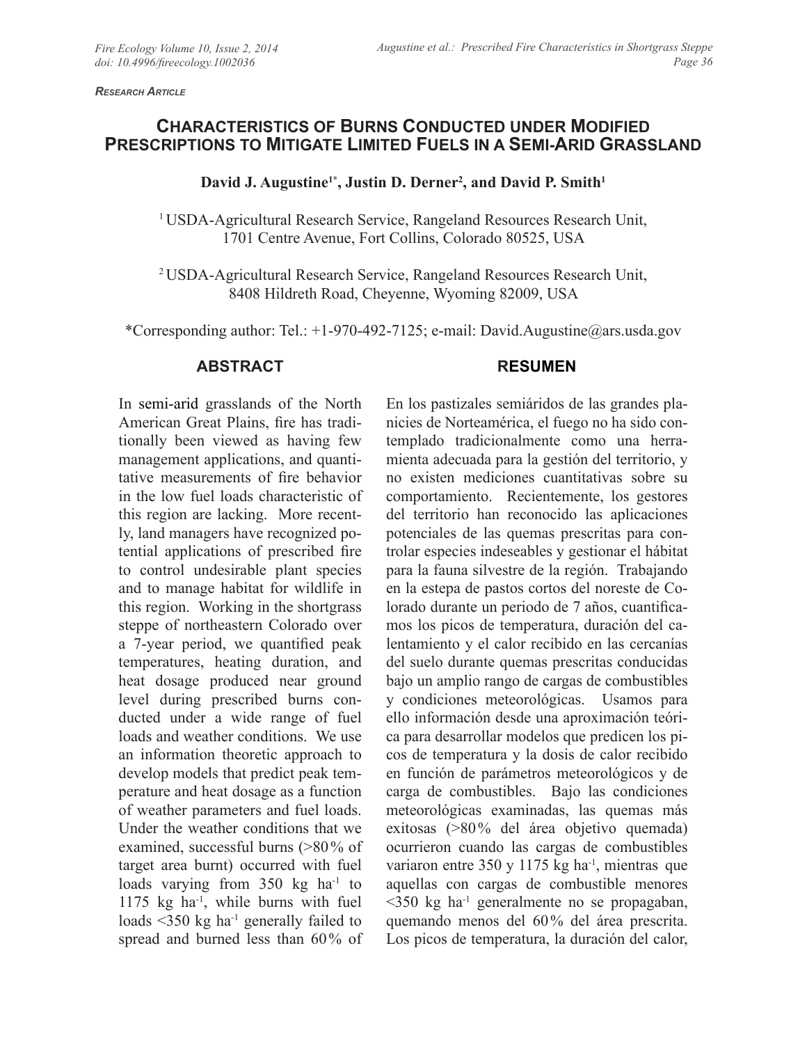*Research Article*

# Characteristics of Burns Conducted under Modified Prescriptions to Mitigate Limited Fuels in a Semi-Arid Grassland

**David J. Augustine[1*], Justin D. Derner[2], and David P. Smith[1]**

[1] USDA-Agricultural Research Service, Rangeland Resources Research Unit, 1701 Centre Avenue, Fort Collins, Colorado 80525, USA

[2] USDA-Agricultural Research Service, Rangeland Resources Research Unit, 8408 Hildreth Road, Cheyenne, Wyoming 82009, USA

*Corresponding author: Tel.: +1-970-492-7125; e-mail: David.Augustine@ars.usda.gov

## ABSTRACT

In semi-arid grasslands of the North American Great Plains, fire has traditionally been viewed as having few management applications, and quantitative measurements of fire behavior in the low fuel loads characteristic of this region are lacking. More recently, land managers have recognized potential applications of prescribed fire to control undesirable plant species and to manage habitat for wildlife in this region. Working in the shortgrass steppe of northeastern Colorado over a 7-year period, we quantified peak temperatures, heating duration, and heat dosage produced near ground level during prescribed burns conducted under a wide range of fuel loads and weather conditions. We use an information theoretic approach to develop models that predict peak temperature and heat dosage as a function of weather parameters and fuel loads. Under the weather conditions that we examined, successful burns (>80% of target area burnt) occurred with fuel loads varying from 350 kg ha$^{-1}$ to 1175 kg ha$^{-1}$, while burns with fuel loads <350 kg ha$^{-1}$ generally failed to spread and burned less than 60% of

## RESUMEN

En los pastizales semiáridos de las grandes planicies de Norteamérica, el fuego no ha sido contemplado tradicionalmente como una herramienta adecuada para la gestión del territorio, y no existen mediciones cuantitativas sobre su comportamiento. Recientemente, los gestores del territorio han reconocido las aplicaciones potenciales de las quemas prescritas para controlar especies indeseables y gestionar el hábitat para la fauna silvestre de la región. Trabajando en la estepa de pastos cortos del noreste de Colorado durante un periodo de 7 años, cuantificamos los picos de temperatura, duración del calentamiento y el calor recibido en las cercanías del suelo durante quemas prescritas conducidas bajo un amplio rango de cargas de combustibles y condiciones meteorológicas. Usamos para ello información desde una aproximación teórica para desarrollar modelos que predicen los picos de temperatura y la dosis de calor recibido en función de parámetros meteorológicos y de carga de combustibles. Bajo las condiciones meteorológicas examinadas, las quemas más exitosas (>80% del área objetivo quemada) ocurrieron cuando las cargas de combustibles variaron entre 350 y 1175 kg ha$^{-1}$, mientras que aquellas con cargas de combustible menores <350 kg ha$^{-1}$ generalmente no se propagaban, quemando menos del 60% del área prescrita. Los picos de temperatura, la duración del calor,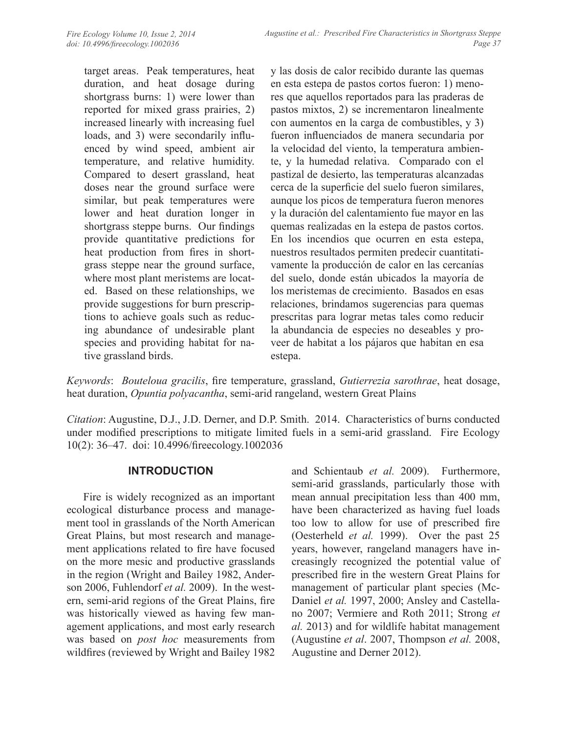target areas. Peak temperatures, heat duration, and heat dosage during shortgrass burns: 1) were lower than reported for mixed grass prairies, 2) increased linearly with increasing fuel loads, and 3) were secondarily influenced by wind speed, ambient air temperature, and relative humidity. Compared to desert grassland, heat doses near the ground surface were similar, but peak temperatures were lower and heat duration longer in shortgrass steppe burns. Our findings provide quantitative predictions for heat production from fires in shortgrass steppe near the ground surface, where most plant meristems are located. Based on these relationships, we provide suggestions for burn prescriptions to achieve goals such as reducing abundance of undesirable plant species and providing habitat for native grassland birds.

y las dosis de calor recibido durante las quemas en esta estepa de pastos cortos fueron: 1) menores que aquellos reportados para las praderas de pastos mixtos, 2) se incrementaron linealmente con aumentos en la carga de combustibles, y 3) fueron influenciados de manera secundaria por la velocidad del viento, la temperatura ambiente, y la humedad relativa. Comparado con el pastizal de desierto, las temperaturas alcanzadas cerca de la superficie del suelo fueron similares, aunque los picos de temperatura fueron menores y la duración del calentamiento fue mayor en las quemas realizadas en la estepa de pastos cortos. En los incendios que ocurren en esta estepa, nuestros resultados permiten predecir cuantitativamente la producción de calor en las cercanías del suelo, donde están ubicados la mayoría de los meristemas de crecimiento. Basados en esas relaciones, brindamos sugerencias para quemas prescritas para lograr metas tales como reducir la abundancia de especies no deseables y proveer de habitat a los pájaros que habitan en esa estepa.

*Keywords*: *Bouteloua gracilis*, fire temperature, grassland, *Gutierrezia sarothrae*, heat dosage, heat duration, *Opuntia polyacantha*, semi-arid rangeland, western Great Plains

*Citation*: Augustine, D.J., J.D. Derner, and D.P. Smith. 2014. Characteristics of burns conducted under modified prescriptions to mitigate limited fuels in a semi-arid grassland. Fire Ecology 10(2): 36–47. doi: 10.4996/fireecology.1002036

## INTRODUCTION

Fire is widely recognized as an important ecological disturbance process and management tool in grasslands of the North American Great Plains, but most research and management applications related to fire have focused on the more mesic and productive grasslands in the region (Wright and Bailey 1982, Anderson 2006, Fuhlendorf *et al.* 2009). In the western, semi-arid regions of the Great Plains, fire was historically viewed as having few management applications, and most early research was based on *post hoc* measurements from wildfires (reviewed by Wright and Bailey 1982 and Schientaub *et al.* 2009). Furthermore, semi-arid grasslands, particularly those with mean annual precipitation less than 400 mm, have been characterized as having fuel loads too low to allow for use of prescribed fire (Oesterheld *et al.* 1999). Over the past 25 years, however, rangeland managers have increasingly recognized the potential value of prescribed fire in the western Great Plains for management of particular plant species (McDaniel *et al.* 1997, 2000; Ansley and Castellano 2007; Vermiere and Roth 2011; Strong *et al.* 2013) and for wildlife habitat management (Augustine *et al*. 2007, Thompson *et al.* 2008, Augustine and Derner 2012).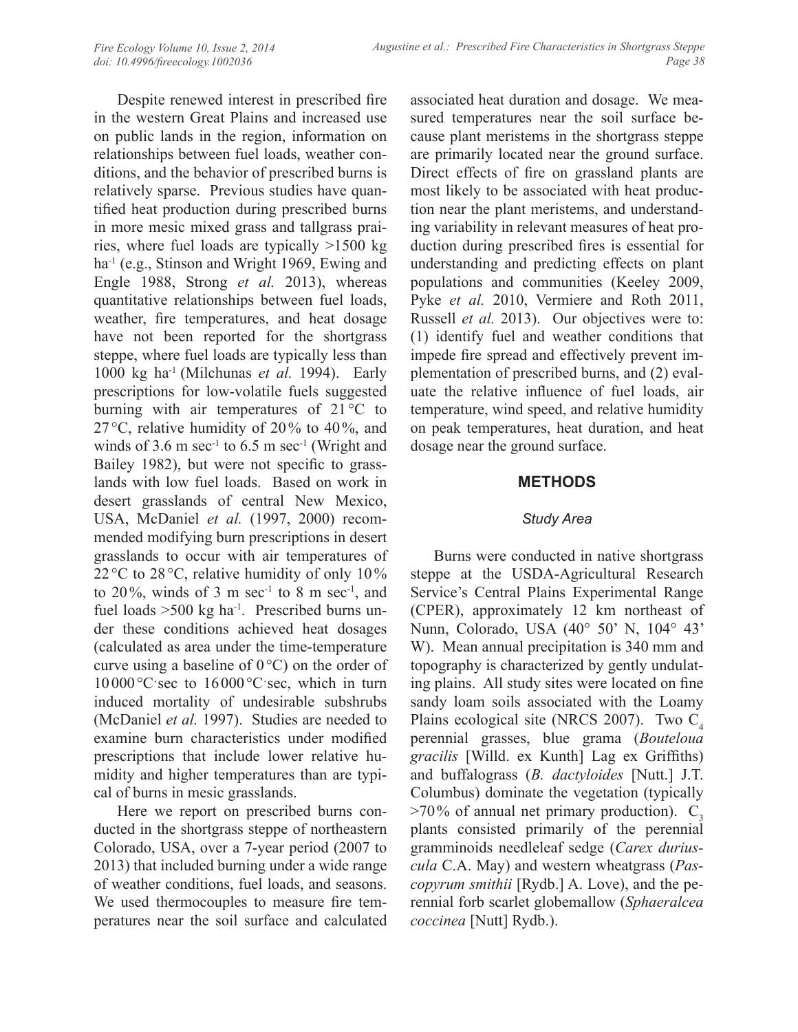Despite renewed interest in prescribed fire in the western Great Plains and increased use on public lands in the region, information on relationships between fuel loads, weather conditions, and the behavior of prescribed burns is relatively sparse. Previous studies have quantified heat production during prescribed burns in more mesic mixed grass and tallgrass prairies, where fuel loads are typically >1500 kg ha$^{-1}$ (e.g., Stinson and Wright 1969, Ewing and Engle 1988, Strong *et al.* 2013), whereas quantitative relationships between fuel loads, weather, fire temperatures, and heat dosage have not been reported for the shortgrass steppe, where fuel loads are typically less than 1000 kg ha$^{-1}$ (Milchunas *et al.* 1994). Early prescriptions for low-volatile fuels suggested burning with air temperatures of 21 °C to 27 °C, relative humidity of 20 % to 40 %, and winds of 3.6 m sec$^{-1}$ to 6.5 m sec$^{-1}$ (Wright and Bailey 1982), but were not specific to grasslands with low fuel loads. Based on work in desert grasslands of central New Mexico, USA, McDaniel *et al.* (1997, 2000) recommended modifying burn prescriptions in desert grasslands to occur with air temperatures of 22 °C to 28 °C, relative humidity of only 10 % to 20 %, winds of 3 m sec$^{-1}$ to 8 m sec$^{-1}$, and fuel loads >500 kg ha$^{-1}$. Prescribed burns under these conditions achieved heat dosages (calculated as area under the time-temperature curve using a baseline of 0 °C) on the order of 10 000 °C·sec to 16 000 °C·sec, which in turn induced mortality of undesirable subshrubs (McDaniel *et al.* 1997). Studies are needed to examine burn characteristics under modified prescriptions that include lower relative humidity and higher temperatures than are typical of burns in mesic grasslands.

Here we report on prescribed burns conducted in the shortgrass steppe of northeastern Colorado, USA, over a 7-year period (2007 to 2013) that included burning under a wide range of weather conditions, fuel loads, and seasons. We used thermocouples to measure fire temperatures near the soil surface and calculated associated heat duration and dosage. We measured temperatures near the soil surface because plant meristems in the shortgrass steppe are primarily located near the ground surface. Direct effects of fire on grassland plants are most likely to be associated with heat production near the plant meristems, and understanding variability in relevant measures of heat production during prescribed fires is essential for understanding and predicting effects on plant populations and communities (Keeley 2009, Pyke *et al.* 2010, Vermiere and Roth 2011, Russell *et al.* 2013). Our objectives were to: (1) identify fuel and weather conditions that impede fire spread and effectively prevent implementation of prescribed burns, and (2) evaluate the relative influence of fuel loads, air temperature, wind speed, and relative humidity on peak temperatures, heat duration, and heat dosage near the ground surface.

## METHODS

### *Study Area*

Burns were conducted in native shortgrass steppe at the USDA-Agricultural Research Service's Central Plains Experimental Range (CPER), approximately 12 km northeast of Nunn, Colorado, USA (40° 50' N, 104° 43' W). Mean annual precipitation is 340 mm and topography is characterized by gently undulating plains. All study sites were located on fine sandy loam soils associated with the Loamy Plains ecological site (NRCS 2007). Two $C_4$ perennial grasses, blue grama (*Bouteloua gracilis* [Willd. ex Kunth] Lag ex Griffiths) and buffalograss (*B. dactyloides* [Nutt.] J.T. Columbus) dominate the vegetation (typically >70 % of annual net primary production). $C_3$ plants consisted primarily of the perennial gramminoids needleleaf sedge (*Carex duriuscula* C.A. May) and western wheatgrass (*Pascopyrum smithii* [Rydb.] A. Love), and the perennial forb scarlet globemallow (*Sphaeralcea coccinea* [Nutt] Rydb.).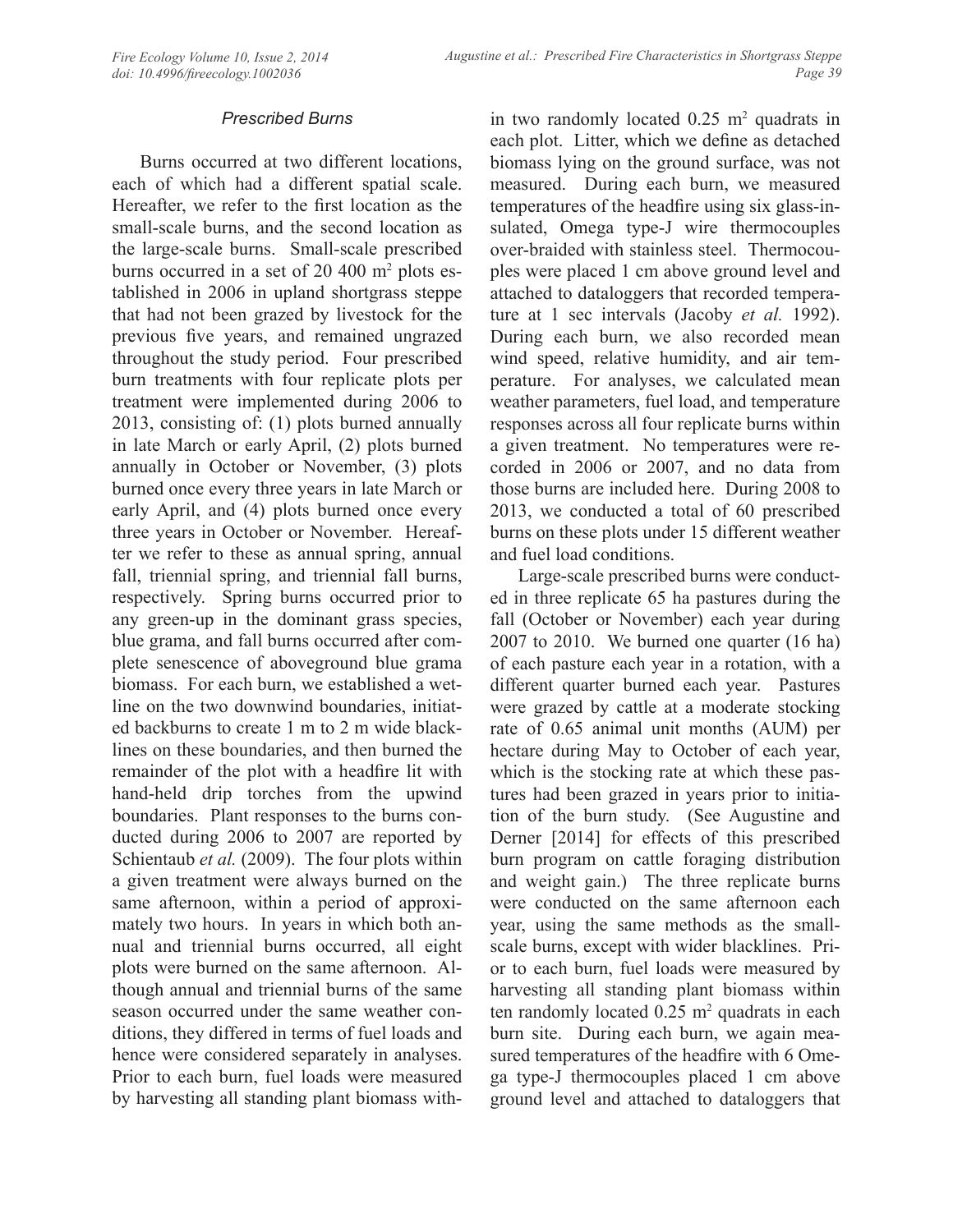### *Prescribed Burns*

Burns occurred at two different locations, each of which had a different spatial scale. Hereafter, we refer to the first location as the small-scale burns, and the second location as the large-scale burns. Small-scale prescribed burns occurred in a set of 20 400 m$^2$ plots established in 2006 in upland shortgrass steppe that had not been grazed by livestock for the previous five years, and remained ungrazed throughout the study period. Four prescribed burn treatments with four replicate plots per treatment were implemented during 2006 to 2013, consisting of: (1) plots burned annually in late March or early April, (2) plots burned annually in October or November, (3) plots burned once every three years in late March or early April, and (4) plots burned once every three years in October or November. Hereafter we refer to these as annual spring, annual fall, triennial spring, and triennial fall burns, respectively. Spring burns occurred prior to any green-up in the dominant grass species, blue grama, and fall burns occurred after complete senescence of aboveground blue grama biomass. For each burn, we established a wetline on the two downwind boundaries, initiated backburns to create 1 m to 2 m wide blacklines on these boundaries, and then burned the remainder of the plot with a headfire lit with hand-held drip torches from the upwind boundaries. Plant responses to the burns conducted during 2006 to 2007 are reported by Schientaub *et al.* (2009). The four plots within a given treatment were always burned on the same afternoon, within a period of approximately two hours. In years in which both annual and triennial burns occurred, all eight plots were burned on the same afternoon. Although annual and triennial burns of the same season occurred under the same weather conditions, they differed in terms of fuel loads and hence were considered separately in analyses. Prior to each burn, fuel loads were measured by harvesting all standing plant biomass within two randomly located 0.25 m$^2$ quadrats in each plot. Litter, which we define as detached biomass lying on the ground surface, was not measured. During each burn, we measured temperatures of the headfire using six glass-insulated, Omega type-J wire thermocouples over-braided with stainless steel. Thermocouples were placed 1 cm above ground level and attached to dataloggers that recorded temperature at 1 sec intervals (Jacoby *et al.* 1992). During each burn, we also recorded mean wind speed, relative humidity, and air temperature. For analyses, we calculated mean weather parameters, fuel load, and temperature responses across all four replicate burns within a given treatment. No temperatures were recorded in 2006 or 2007, and no data from those burns are included here. During 2008 to 2013, we conducted a total of 60 prescribed burns on these plots under 15 different weather and fuel load conditions.

Large-scale prescribed burns were conducted in three replicate 65 ha pastures during the fall (October or November) each year during 2007 to 2010. We burned one quarter (16 ha) of each pasture each year in a rotation, with a different quarter burned each year. Pastures were grazed by cattle at a moderate stocking rate of 0.65 animal unit months (AUM) per hectare during May to October of each year, which is the stocking rate at which these pastures had been grazed in years prior to initiation of the burn study. (See Augustine and Derner [2014] for effects of this prescribed burn program on cattle foraging distribution and weight gain.) The three replicate burns were conducted on the same afternoon each year, using the same methods as the small-scale burns, except with wider blacklines. Prior to each burn, fuel loads were measured by harvesting all standing plant biomass within ten randomly located 0.25 m$^2$ quadrats in each burn site. During each burn, we again measured temperatures of the headfire with 6 Omega type-J thermocouples placed 1 cm above ground level and attached to dataloggers that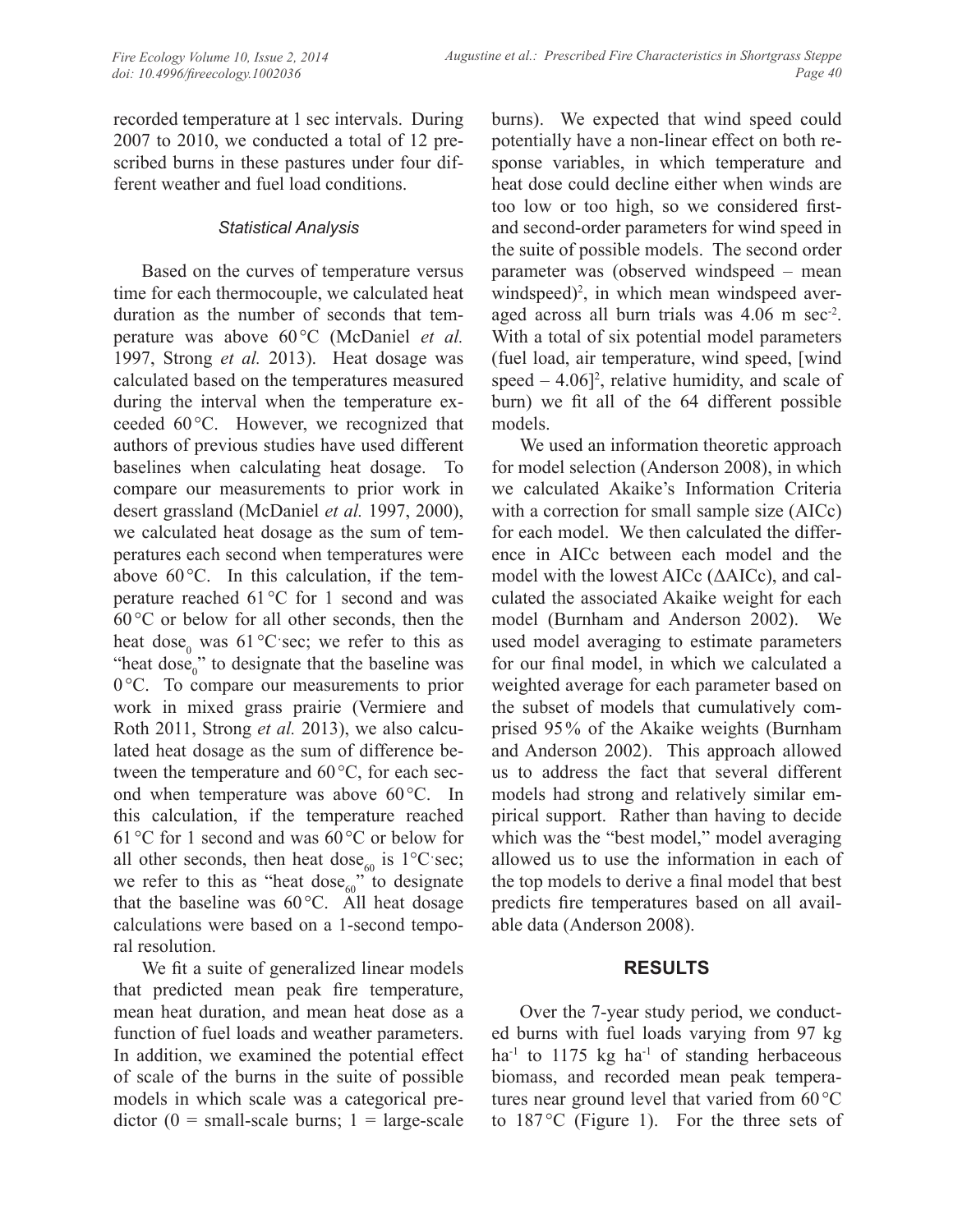recorded temperature at 1 sec intervals. During 2007 to 2010, we conducted a total of 12 prescribed burns in these pastures under four different weather and fuel load conditions.

### *Statistical Analysis*

Based on the curves of temperature versus time for each thermocouple, we calculated heat duration as the number of seconds that temperature was above 60 °C (McDaniel *et al.* 1997, Strong *et al.* 2013). Heat dosage was calculated based on the temperatures measured during the interval when the temperature exceeded 60 °C. However, we recognized that authors of previous studies have used different baselines when calculating heat dosage. To compare our measurements to prior work in desert grassland (McDaniel *et al.* 1997, 2000), we calculated heat dosage as the sum of temperatures each second when temperatures were above 60 °C. In this calculation, if the temperature reached 61 °C for 1 second and was 60 °C or below for all other seconds, then the heat dose$_0$ was 61 °C·sec; we refer to this as "heat dose$_0$" to designate that the baseline was 0 °C. To compare our measurements to prior work in mixed grass prairie (Vermiere and Roth 2011, Strong *et al.* 2013), we also calculated heat dosage as the sum of difference between the temperature and 60 °C, for each second when temperature was above 60 °C. In this calculation, if the temperature reached 61 °C for 1 second and was 60 °C or below for all other seconds, then heat dose$_{60}$ is 1°C·sec; we refer to this as "heat dose$_{60}$" to designate that the baseline was 60 °C. All heat dosage calculations were based on a 1-second temporal resolution.

We fit a suite of generalized linear models that predicted mean peak fire temperature, mean heat duration, and mean heat dose as a function of fuel loads and weather parameters. In addition, we examined the potential effect of scale of the burns in the suite of possible models in which scale was a categorical predictor (0 = small-scale burns; 1 = large-scale burns). We expected that wind speed could potentially have a non-linear effect on both response variables, in which temperature and heat dose could decline either when winds are too low or too high, so we considered first- and second-order parameters for wind speed in the suite of possible models. The second order parameter was (observed windspeed – mean windspeed)$^2$, in which mean windspeed averaged across all burn trials was 4.06 m sec$^{-2}$. With a total of six potential model parameters (fuel load, air temperature, wind speed, [wind speed – 4.06]$^2$, relative humidity, and scale of burn) we fit all of the 64 different possible models.

We used an information theoretic approach for model selection (Anderson 2008), in which we calculated Akaike's Information Criteria with a correction for small sample size (AICc) for each model. We then calculated the difference in AICc between each model and the model with the lowest AICc (ΔAICc), and calculated the associated Akaike weight for each model (Burnham and Anderson 2002). We used model averaging to estimate parameters for our final model, in which we calculated a weighted average for each parameter based on the subset of models that cumulatively comprised 95 % of the Akaike weights (Burnham and Anderson 2002). This approach allowed us to address the fact that several different models had strong and relatively similar empirical support. Rather than having to decide which was the "best model," model averaging allowed us to use the information in each of the top models to derive a final model that best predicts fire temperatures based on all available data (Anderson 2008).

## RESULTS

Over the 7-year study period, we conducted burns with fuel loads varying from 97 kg ha$^{-1}$ to 1175 kg ha$^{-1}$ of standing herbaceous biomass, and recorded mean peak temperatures near ground level that varied from 60 °C to 187 °C (Figure 1). For the three sets of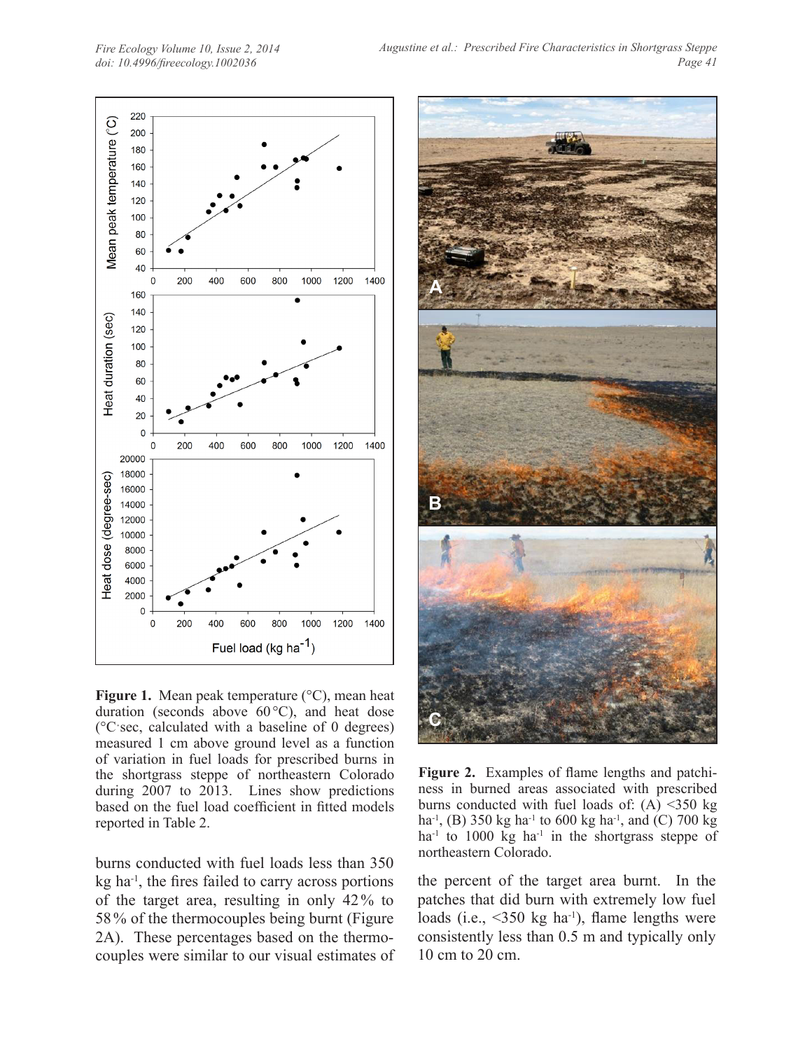**Figure 1.** Mean peak temperature (°C), mean heat duration (seconds above 60 °C), and heat dose (°C·sec, calculated with a baseline of 0 degrees) measured 1 cm above ground level as a function of variation in fuel loads for prescribed burns in the shortgrass steppe of northeastern Colorado during 2007 to 2013. Lines show predictions based on the fuel load coefficient in fitted models reported in Table 2.

**Figure 2.** Examples of flame lengths and patchiness in burned areas associated with prescribed burns conducted with fuel loads of: (A) <350 kg ha$^{-1}$, (B) 350 kg ha$^{-1}$ to 600 kg ha$^{-1}$, and (C) 700 kg ha$^{-1}$ to 1000 kg ha$^{-1}$ in the shortgrass steppe of northeastern Colorado.

burns conducted with fuel loads less than 350 kg ha$^{-1}$, the fires failed to carry across portions of the target area, resulting in only 42 % to 58 % of the thermocouples being burnt (Figure 2A). These percentages based on the thermocouples were similar to our visual estimates of the percent of the target area burnt. In the patches that did burn with extremely low fuel loads (i.e., <350 kg ha$^{-1}$), flame lengths were consistently less than 0.5 m and typically only 10 cm to 20 cm.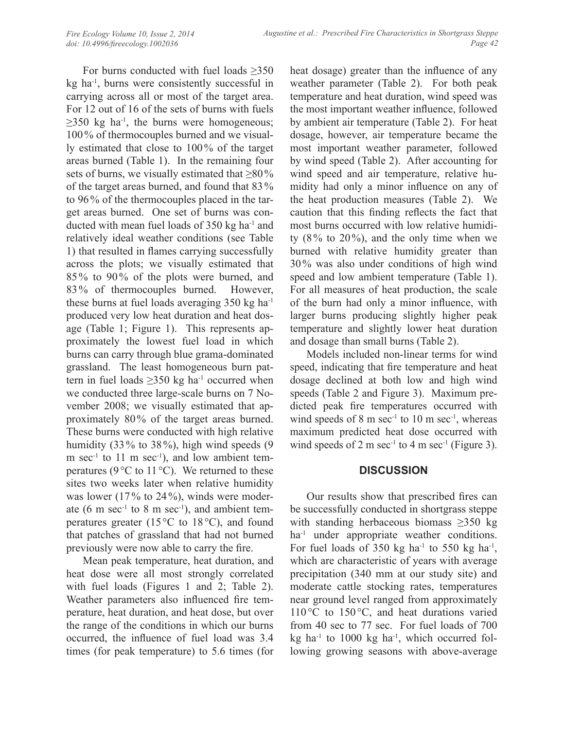For burns conducted with fuel loads ≥350 kg ha$^{-1}$, burns were consistently successful in carrying across all or most of the target area. For 12 out of 16 of the sets of burns with fuels ≥350 kg ha$^{-1}$, the burns were homogeneous; 100 % of thermocouples burned and we visually estimated that close to 100 % of the target areas burned (Table 1). In the remaining four sets of burns, we visually estimated that ≥80 % of the target areas burned, and found that 83 % to 96 % of the thermocouples placed in the target areas burned. One set of burns was conducted with mean fuel loads of 350 kg ha$^{-1}$ and relatively ideal weather conditions (see Table 1) that resulted in flames carrying successfully across the plots; we visually estimated that 85 % to 90 % of the plots were burned, and 83 % of thermocouples burned. However, these burns at fuel loads averaging 350 kg ha$^{-1}$ produced very low heat duration and heat dosage (Table 1; Figure 1). This represents approximately the lowest fuel load in which burns can carry through blue grama-dominated grassland. The least homogeneous burn pattern in fuel loads ≥350 kg ha$^{-1}$ occurred when we conducted three large-scale burns on 7 November 2008; we visually estimated that approximately 80 % of the target areas burned. These burns were conducted with high relative humidity (33 % to 38 %), high wind speeds (9 m sec$^{-1}$ to 11 m sec$^{-1}$), and low ambient temperatures (9 °C to 11 °C). We returned to these sites two weeks later when relative humidity was lower (17 % to 24 %), winds were moderate (6 m sec$^{-1}$ to 8 m sec$^{-1}$), and ambient temperatures greater (15 °C to 18 °C), and found that patches of grassland that had not burned previously were now able to carry the fire.

Mean peak temperature, heat duration, and heat dose were all most strongly correlated with fuel loads (Figures 1 and 2; Table 2). Weather parameters also influenced fire temperature, heat duration, and heat dose, but over the range of the conditions in which our burns occurred, the influence of fuel load was 3.4 times (for peak temperature) to 5.6 times (for heat dosage) greater than the influence of any weather parameter (Table 2). For both peak temperature and heat duration, wind speed was the most important weather influence, followed by ambient air temperature (Table 2). For heat dosage, however, air temperature became the most important weather parameter, followed by wind speed (Table 2). After accounting for wind speed and air temperature, relative humidity had only a minor influence on any of the heat production measures (Table 2). We caution that this finding reflects the fact that most burns occurred with low relative humidity (8 % to 20 %), and the only time when we burned with relative humidity greater than 30 % was also under conditions of high wind speed and low ambient temperature (Table 1). For all measures of heat production, the scale of the burn had only a minor influence, with larger burns producing slightly higher peak temperature and slightly lower heat duration and dosage than small burns (Table 2).

Models included non-linear terms for wind speed, indicating that fire temperature and heat dosage declined at both low and high wind speeds (Table 2 and Figure 3). Maximum predicted peak fire temperatures occurred with wind speeds of 8 m sec$^{-1}$ to 10 m sec$^{-1}$, whereas maximum predicted heat dose occurred with wind speeds of 2 m sec$^{-1}$ to 4 m sec$^{-1}$ (Figure 3).

## DISCUSSION

Our results show that prescribed fires can be successfully conducted in shortgrass steppe with standing herbaceous biomass ≥350 kg ha$^{-1}$ under appropriate weather conditions. For fuel loads of 350 kg ha$^{-1}$ to 550 kg ha$^{-1}$, which are characteristic of years with average precipitation (340 mm at our study site) and moderate cattle stocking rates, temperatures near ground level ranged from approximately 110 °C to 150 °C, and heat durations varied from 40 sec to 77 sec. For fuel loads of 700 kg ha$^{-1}$ to 1000 kg ha$^{-1}$, which occurred following growing seasons with above-average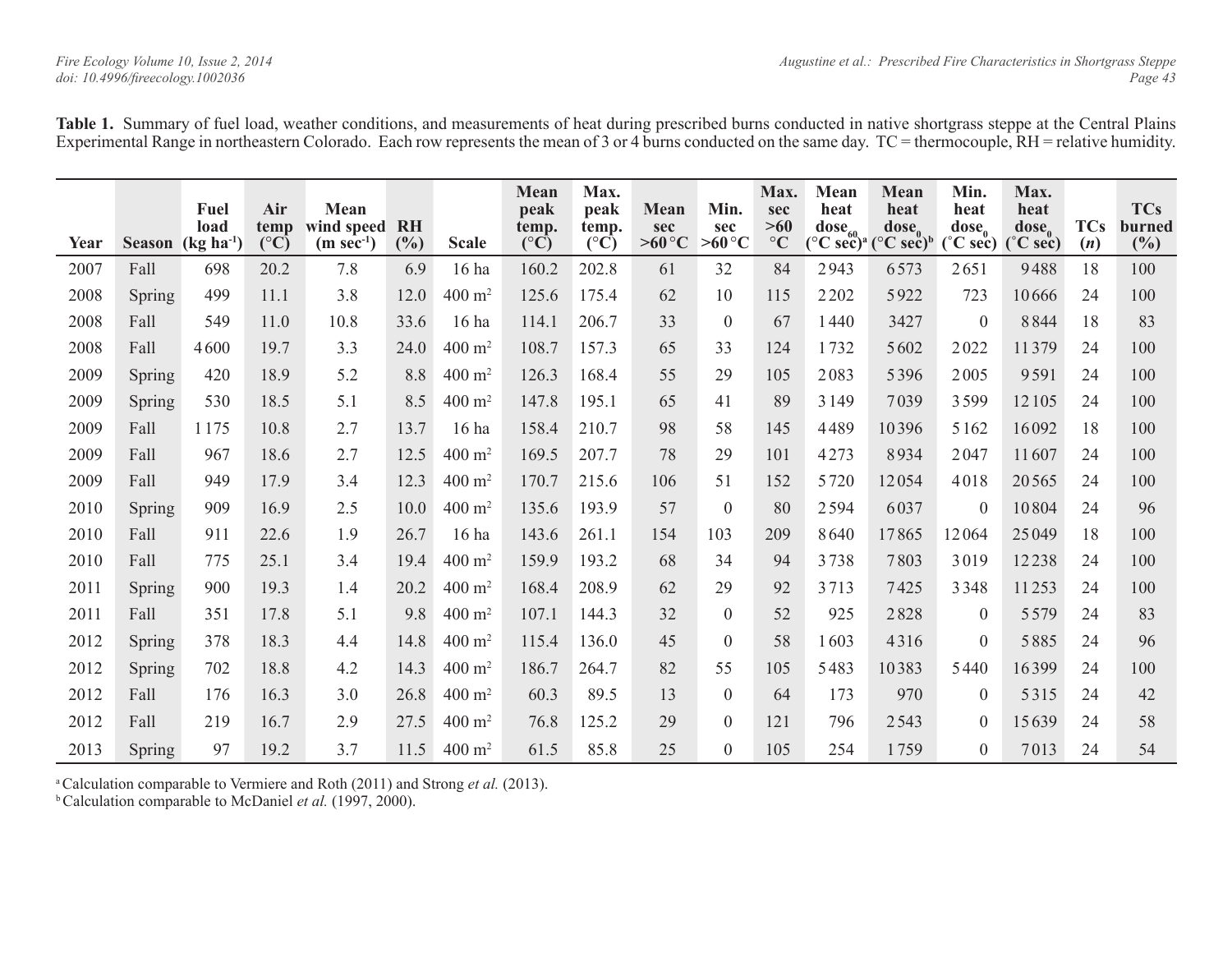**Table 1.** Summary of fuel load, weather conditions, and measurements of heat during prescribed burns conducted in native shortgrass steppe at the Central Plains Experimental Range in northeastern Colorado. Each row represents the mean of 3 or 4 burns conducted on the same day. TC = thermocouple, RH = relative humidity.

| Year | Season | Fuel load (kg ha$^{-1}$) | Air temp (°C) | Mean wind speed (m sec$^{-1}$) | RH (%) | Scale | Mean peak temp. (°C) | Max. peak temp. (°C) | Mean sec >60 °C | Min. sec >60 °C | Max. sec >60 °C | Mean heat dose$_{60}$ (°C sec)[a] | Mean heat dose$_0$ (°C sec)[b] | Min. heat dose$_0$ (°C sec) | Max. heat dose$_0$ (°C sec) | TCs (*n*) | TCs burned (%) |
|---|---|---|---|---|---|---|---|---|---|---|---|---|---|---|---|---|---|
| 2007 | Fall | 698 | 20.2 | 7.8 | 6.9 | 16 ha | 160.2 | 202.8 | 61 | 32 | 84 | 2943 | 6573 | 2651 | 9488 | 18 | 100 |
| 2008 | Spring | 499 | 11.1 | 3.8 | 12.0 | 400 m$^2$ | 125.6 | 175.4 | 62 | 10 | 115 | 2202 | 5922 | 723 | 10666 | 24 | 100 |
| 2008 | Fall | 549 | 11.0 | 10.8 | 33.6 | 16 ha | 114.1 | 206.7 | 33 | 0 | 67 | 1440 | 3427 | 0 | 8844 | 18 | 83 |
| 2008 | Fall | 4600 | 19.7 | 3.3 | 24.0 | 400 m$^2$ | 108.7 | 157.3 | 65 | 33 | 124 | 1732 | 5602 | 2022 | 11379 | 24 | 100 |
| 2009 | Spring | 420 | 18.9 | 5.2 | 8.8 | 400 m$^2$ | 126.3 | 168.4 | 55 | 29 | 105 | 2083 | 5396 | 2005 | 9591 | 24 | 100 |
| 2009 | Spring | 530 | 18.5 | 5.1 | 8.5 | 400 m$^2$ | 147.8 | 195.1 | 65 | 41 | 89 | 3149 | 7039 | 3599 | 12105 | 24 | 100 |
| 2009 | Fall | 1175 | 10.8 | 2.7 | 13.7 | 16 ha | 158.4 | 210.7 | 98 | 58 | 145 | 4489 | 10396 | 5162 | 16092 | 18 | 100 |
| 2009 | Fall | 967 | 18.6 | 2.7 | 12.5 | 400 m$^2$ | 169.5 | 207.7 | 78 | 29 | 101 | 4273 | 8934 | 2047 | 11607 | 24 | 100 |
| 2009 | Fall | 949 | 17.9 | 3.4 | 12.3 | 400 m$^2$ | 170.7 | 215.6 | 106 | 51 | 152 | 5720 | 12054 | 4018 | 20565 | 24 | 100 |
| 2010 | Spring | 909 | 16.9 | 2.5 | 10.0 | 400 m$^2$ | 135.6 | 193.9 | 57 | 0 | 80 | 2594 | 6037 | 0 | 10804 | 24 | 96 |
| 2010 | Fall | 911 | 22.6 | 1.9 | 26.7 | 16 ha | 143.6 | 261.1 | 154 | 103 | 209 | 8640 | 17865 | 12064 | 25049 | 18 | 100 |
| 2010 | Fall | 775 | 25.1 | 3.4 | 19.4 | 400 m$^2$ | 159.9 | 193.2 | 68 | 34 | 94 | 3738 | 7803 | 3019 | 12238 | 24 | 100 |
| 2011 | Spring | 900 | 19.3 | 1.4 | 20.2 | 400 m$^2$ | 168.4 | 208.9 | 62 | 29 | 92 | 3713 | 7425 | 3348 | 11253 | 24 | 100 |
| 2011 | Fall | 351 | 17.8 | 5.1 | 9.8 | 400 m$^2$ | 107.1 | 144.3 | 32 | 0 | 52 | 925 | 2828 | 0 | 5579 | 24 | 83 |
| 2012 | Spring | 378 | 18.3 | 4.4 | 14.8 | 400 m$^2$ | 115.4 | 136.0 | 45 | 0 | 58 | 1603 | 4316 | 0 | 5885 | 24 | 96 |
| 2012 | Spring | 702 | 18.8 | 4.2 | 14.3 | 400 m$^2$ | 186.7 | 264.7 | 82 | 55 | 105 | 5483 | 10383 | 5440 | 16399 | 24 | 100 |
| 2012 | Fall | 176 | 16.3 | 3.0 | 26.8 | 400 m$^2$ | 60.3 | 89.5 | 13 | 0 | 64 | 173 | 970 | 0 | 5315 | 24 | 42 |
| 2012 | Fall | 219 | 16.7 | 2.9 | 27.5 | 400 m$^2$ | 76.8 | 125.2 | 29 | 0 | 121 | 796 | 2543 | 0 | 15639 | 24 | 58 |
| 2013 | Spring | 97 | 19.2 | 3.7 | 11.5 | 400 m$^2$ | 61.5 | 85.8 | 25 | 0 | 105 | 254 | 1759 | 0 | 7013 | 24 | 54 |

[a] Calculation comparable to Vermiere and Roth (2011) and Strong *et al.* (2013).
[b] Calculation comparable to McDaniel *et al.* (1997, 2000).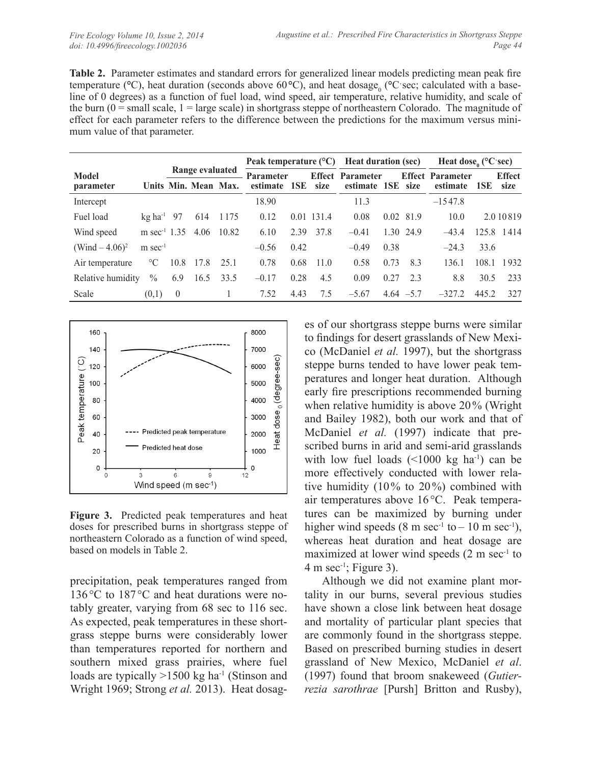**Table 2.** Parameter estimates and standard errors for generalized linear models predicting mean peak fire temperature (°C), heat duration (seconds above 60 °C), and heat dosage$_0$ (°C·sec; calculated with a baseline of 0 degrees) as a function of fuel load, wind speed, air temperature, relative humidity, and scale of the burn (0 = small scale, 1 = large scale) in shortgrass steppe of northeastern Colorado. The magnitude of effect for each parameter refers to the difference between the predictions for the maximum versus minimum value of that parameter.

| Model parameter | Units | Range evaluated | | | Peak temperature (°C) | | | Heat duration (sec) | | | Heat dose$_0$ (°C·sec) | | |
|---|---|---|---|---|---|---|---|---|---|---|---|---|---|
| | | Min. | Mean | Max. | Parameter estimate | 1SE | Effect size | Parameter estimate | 1SE | Effect size | Parameter estimate | 1SE | Effect size |
| Intercept | | | | | 18.90 | | | 11.3 | | | –1547.8 | | |
| Fuel load | kg ha$^{-1}$ | 97 | 614 | 1175 | 0.12 | 0.01 | 131.4 | 0.08 | 0.02 | 81.9 | 10.0 | 2.0 | 10819 |
| Wind speed | m sec$^{-1}$ | 1.35 | 4.06 | 10.82 | 6.10 | 2.39 | 37.8 | –0.41 | 1.30 | 24.9 | –43.4 | 125.8 | 1414 |
| $(\text{Wind} - 4.06)^2$ | m sec$^{-1}$ | | | | –0.56 | 0.42 | | –0.49 | 0.38 | | –24.3 | 33.6 | |
| Air temperature | °C | 10.8 | 17.8 | 25.1 | 0.78 | 0.68 | 11.0 | 0.58 | 0.73 | 8.3 | 136.1 | 108.1 | 1932 |
| Relative humidity | % | 6.9 | 16.5 | 33.5 | –0.17 | 0.28 | 4.5 | 0.09 | 0.27 | 2.3 | 8.8 | 30.5 | 233 |
| Scale | (0,1) | 0 | | 1 | 7.52 | 4.43 | 7.5 | –5.67 | 4.64 | –5.7 | –327.2 | 445.2 | 327 |

**Figure 3.** Predicted peak temperatures and heat doses for prescribed burns in shortgrass steppe of northeastern Colorado as a function of wind speed, based on models in Table 2.

precipitation, peak temperatures ranged from 136 °C to 187 °C and heat durations were notably greater, varying from 68 sec to 116 sec. As expected, peak temperatures in these shortgrass steppe burns were considerably lower than temperatures reported for northern and southern mixed grass prairies, where fuel loads are typically >1500 kg ha$^{-1}$ (Stinson and Wright 1969; Strong *et al.* 2013). Heat dosages of our shortgrass steppe burns were similar to findings for desert grasslands of New Mexico (McDaniel *et al.* 1997), but the shortgrass steppe burns tended to have lower peak temperatures and longer heat duration. Although early fire prescriptions recommended burning when relative humidity is above 20% (Wright and Bailey 1982), both our work and that of McDaniel *et al.* (1997) indicate that prescribed burns in arid and semi-arid grasslands with low fuel loads (<1000 kg ha$^{-1}$) can be more effectively conducted with lower relative humidity (10% to 20%) combined with air temperatures above 16 °C. Peak temperatures can be maximized by burning under higher wind speeds (8 m sec$^{-1}$ to – 10 m sec$^{-1}$), whereas heat duration and heat dosage are maximized at lower wind speeds (2 m sec$^{-1}$ to 4 m sec$^{-1}$; Figure 3).

Although we did not examine plant mortality in our burns, several previous studies have shown a close link between heat dosage and mortality of particular plant species that are commonly found in the shortgrass steppe. Based on prescribed burning studies in desert grassland of New Mexico, McDaniel *et al*. (1997) found that broom snakeweed (*Gutierrezia sarothrae* [Pursh] Britton and Rusby),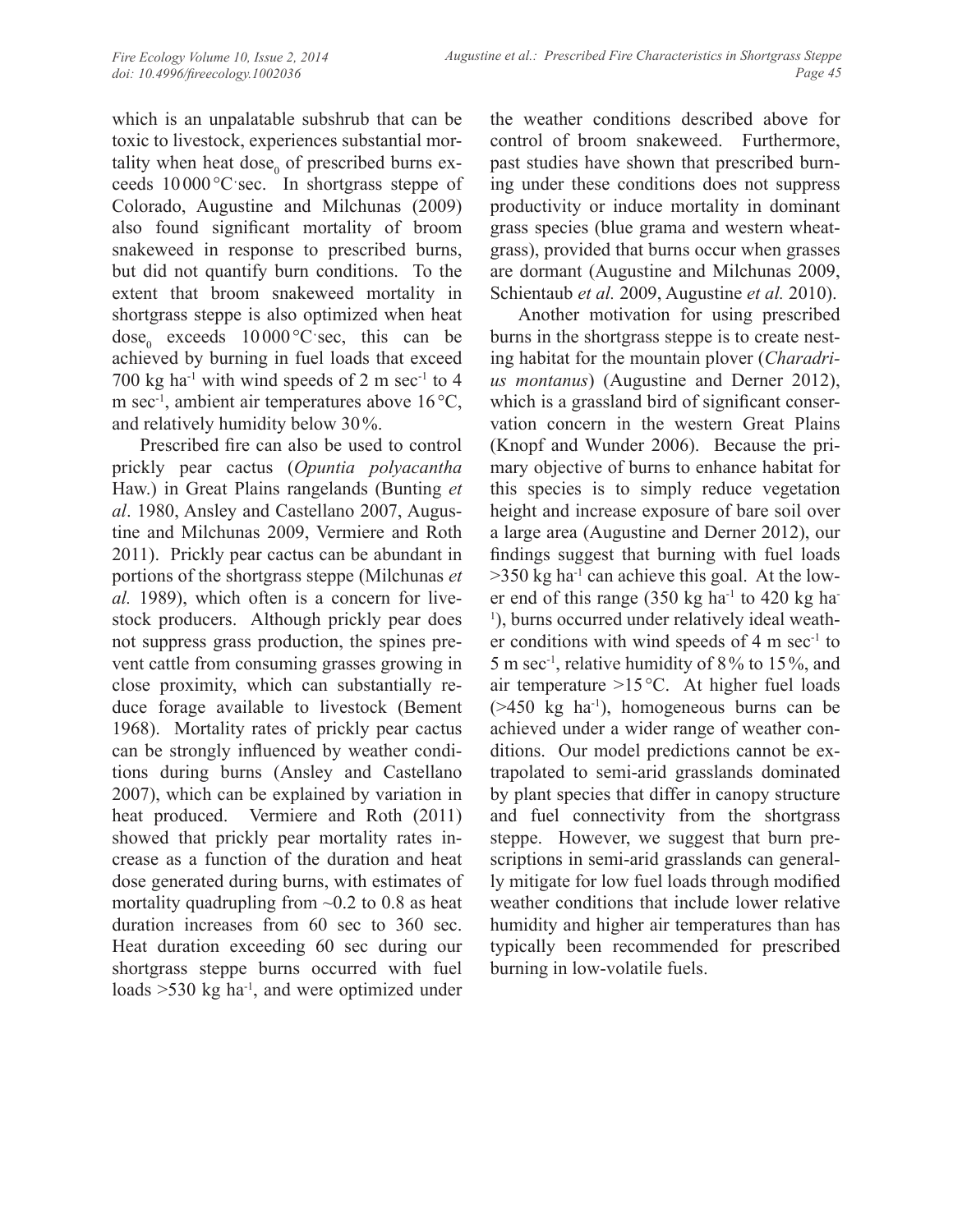which is an unpalatable subshrub that can be toxic to livestock, experiences substantial mortality when heat $dose_0$ of prescribed burns exceeds 10 000 °C·sec. In shortgrass steppe of Colorado, Augustine and Milchunas (2009) also found significant mortality of broom snakeweed in response to prescribed burns, but did not quantify burn conditions. To the extent that broom snakeweed mortality in shortgrass steppe is also optimized when heat $dose_0$ exceeds 10 000 °C·sec, this can be achieved by burning in fuel loads that exceed 700 kg $ha^{-1}$ with wind speeds of 2 m $sec^{-1}$ to 4 m $sec^{-1}$, ambient air temperatures above 16 °C, and relatively humidity below 30 %.

Prescribed fire can also be used to control prickly pear cactus (*Opuntia polyacantha* Haw.) in Great Plains rangelands (Bunting *et al*. 1980, Ansley and Castellano 2007, Augustine and Milchunas 2009, Vermiere and Roth 2011). Prickly pear cactus can be abundant in portions of the shortgrass steppe (Milchunas *et al.* 1989), which often is a concern for livestock producers. Although prickly pear does not suppress grass production, the spines prevent cattle from consuming grasses growing in close proximity, which can substantially reduce forage available to livestock (Bement 1968). Mortality rates of prickly pear cactus can be strongly influenced by weather conditions during burns (Ansley and Castellano 2007), which can be explained by variation in heat produced. Vermiere and Roth (2011) showed that prickly pear mortality rates increase as a function of the duration and heat dose generated during burns, with estimates of mortality quadrupling from ~0.2 to 0.8 as heat duration increases from 60 sec to 360 sec. Heat duration exceeding 60 sec during our shortgrass steppe burns occurred with fuel loads >530 kg $ha^{-1}$, and were optimized under the weather conditions described above for control of broom snakeweed. Furthermore, past studies have shown that prescribed burning under these conditions does not suppress productivity or induce mortality in dominant grass species (blue grama and western wheatgrass), provided that burns occur when grasses are dormant (Augustine and Milchunas 2009, Schientaub *et al.* 2009, Augustine *et al.* 2010).

Another motivation for using prescribed burns in the shortgrass steppe is to create nesting habitat for the mountain plover (*Charadrius montanus*) (Augustine and Derner 2012), which is a grassland bird of significant conservation concern in the western Great Plains (Knopf and Wunder 2006). Because the primary objective of burns to enhance habitat for this species is to simply reduce vegetation height and increase exposure of bare soil over a large area (Augustine and Derner 2012), our findings suggest that burning with fuel loads >350 kg $ha^{-1}$ can achieve this goal. At the lower end of this range (350 kg $ha^{-1}$ to 420 kg $ha^{-1}$), burns occurred under relatively ideal weather conditions with wind speeds of 4 m $sec^{-1}$ to 5 m $sec^{-1}$, relative humidity of 8 % to 15 %, and air temperature >15 °C. At higher fuel loads (>450 kg $ha^{-1}$), homogeneous burns can be achieved under a wider range of weather conditions. Our model predictions cannot be extrapolated to semi-arid grasslands dominated by plant species that differ in canopy structure and fuel connectivity from the shortgrass steppe. However, we suggest that burn prescriptions in semi-arid grasslands can generally mitigate for low fuel loads through modified weather conditions that include lower relative humidity and higher air temperatures than has typically been recommended for prescribed burning in low-volatile fuels.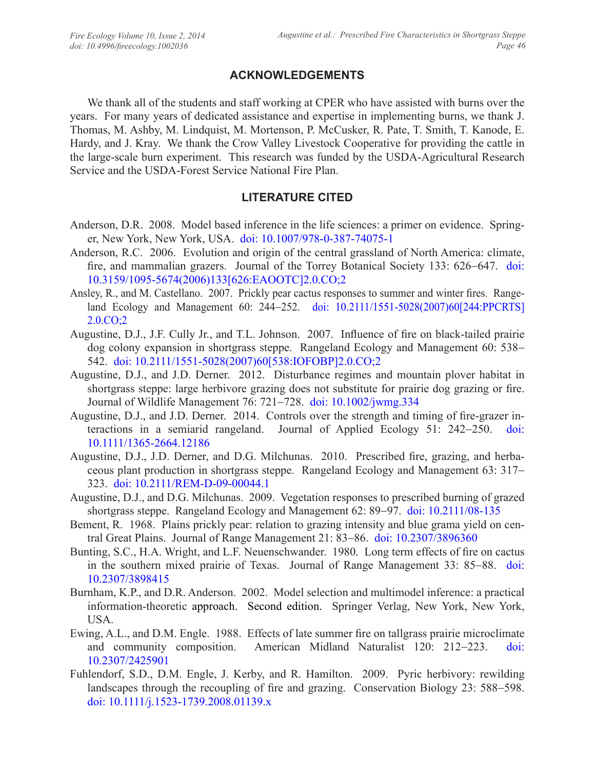## ACKNOWLEDGEMENTS

We thank all of the students and staff working at CPER who have assisted with burns over the years. For many years of dedicated assistance and expertise in implementing burns, we thank J. Thomas, M. Ashby, M. Lindquist, M. Mortenson, P. McCusker, R. Pate, T. Smith, T. Kanode, E. Hardy, and J. Kray. We thank the Crow Valley Livestock Cooperative for providing the cattle in the large-scale burn experiment. This research was funded by the USDA-Agricultural Research Service and the USDA-Forest Service National Fire Plan.

## LITERATURE CITED

Anderson, D.R. 2008. Model based inference in the life sciences: a primer on evidence. Springer, New York, New York, USA. doi: 10.1007/978-0-387-74075-1

Anderson, R.C. 2006. Evolution and origin of the central grassland of North America: climate, fire, and mammalian grazers. Journal of the Torrey Botanical Society 133: 626–647. doi: 10.3159/1095-5674(2006)133[626:EAOOTC]2.0.CO;2

Ansley, R., and M. Castellano. 2007. Prickly pear cactus responses to summer and winter fires. Rangeland Ecology and Management 60: 244–252. doi: 10.2111/1551-5028(2007)60[244:PPCRTS]2.0.CO;2

Augustine, D.J., J.F. Cully Jr., and T.L. Johnson. 2007. Influence of fire on black-tailed prairie dog colony expansion in shortgrass steppe. Rangeland Ecology and Management 60: 538–542. doi: 10.2111/1551-5028(2007)60[538:IOFOBP]2.0.CO;2

Augustine, D.J., and J.D. Derner. 2012. Disturbance regimes and mountain plover habitat in shortgrass steppe: large herbivore grazing does not substitute for prairie dog grazing or fire. Journal of Wildlife Management 76: 721–728. doi: 10.1002/jwmg.334

Augustine, D.J., and J.D. Derner. 2014. Controls over the strength and timing of fire-grazer interactions in a semiarid rangeland. Journal of Applied Ecology 51: 242–250. doi: 10.1111/1365-2664.12186

Augustine, D.J., J.D. Derner, and D.G. Milchunas. 2010. Prescribed fire, grazing, and herbaceous plant production in shortgrass steppe. Rangeland Ecology and Management 63: 317–323. doi: 10.2111/REM-D-09-00044.1

Augustine, D.J., and D.G. Milchunas. 2009. Vegetation responses to prescribed burning of grazed shortgrass steppe. Rangeland Ecology and Management 62: 89–97. doi: 10.2111/08-135

Bement, R. 1968. Plains prickly pear: relation to grazing intensity and blue grama yield on central Great Plains. Journal of Range Management 21: 83–86. doi: 10.2307/3896360

Bunting, S.C., H.A. Wright, and L.F. Neuenschwander. 1980. Long term effects of fire on cactus in the southern mixed prairie of Texas. Journal of Range Management 33: 85–88. doi: 10.2307/3898415

Burnham, K.P., and D.R. Anderson. 2002. Model selection and multimodel inference: a practical information-theoretic approach. Second edition. Springer Verlag, New York, New York, USA.

Ewing, A.L., and D.M. Engle. 1988. Effects of late summer fire on tallgrass prairie microclimate and community composition. American Midland Naturalist 120: 212–223. doi: 10.2307/2425901

Fuhlendorf, S.D., D.M. Engle, J. Kerby, and R. Hamilton. 2009. Pyric herbivory: rewilding landscapes through the recoupling of fire and grazing. Conservation Biology 23: 588–598. doi: 10.1111/j.1523-1739.2008.01139.x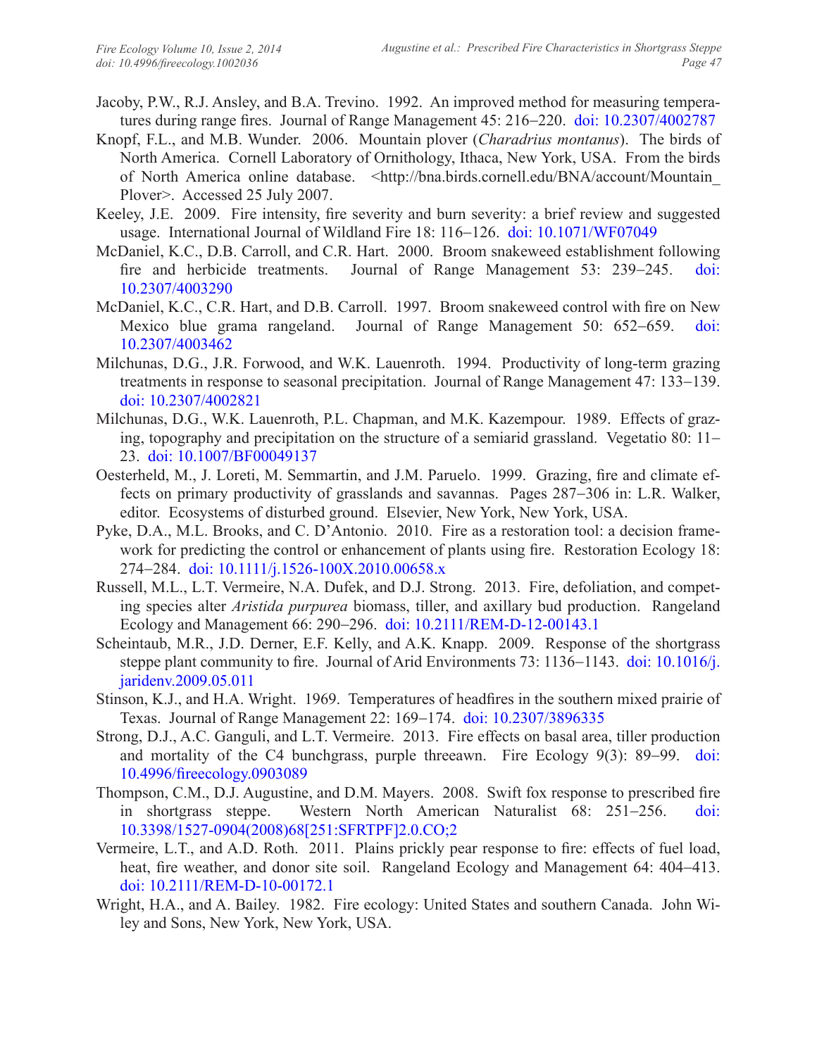Jacoby, P.W., R.J. Ansley, and B.A. Trevino. 1992. An improved method for measuring temperatures during range fires. Journal of Range Management 45: 216–220. doi: 10.2307/4002787

Knopf, F.L., and M.B. Wunder. 2006. Mountain plover (*Charadrius montanus*). The birds of North America. Cornell Laboratory of Ornithology, Ithaca, New York, USA. From the birds of North America online database. <http://bna.birds.cornell.edu/BNA/account/Mountain_Plover>. Accessed 25 July 2007.

Keeley, J.E. 2009. Fire intensity, fire severity and burn severity: a brief review and suggested usage. International Journal of Wildland Fire 18: 116–126. doi: 10.1071/WF07049

McDaniel, K.C., D.B. Carroll, and C.R. Hart. 2000. Broom snakeweed establishment following fire and herbicide treatments. Journal of Range Management 53: 239–245. doi: 10.2307/4003290

McDaniel, K.C., C.R. Hart, and D.B. Carroll. 1997. Broom snakeweed control with fire on New Mexico blue grama rangeland. Journal of Range Management 50: 652–659. doi: 10.2307/4003462

Milchunas, D.G., J.R. Forwood, and W.K. Lauenroth. 1994. Productivity of long-term grazing treatments in response to seasonal precipitation. Journal of Range Management 47: 133–139. doi: 10.2307/4002821

Milchunas, D.G., W.K. Lauenroth, P.L. Chapman, and M.K. Kazempour. 1989. Effects of grazing, topography and precipitation on the structure of a semiarid grassland. Vegetatio 80: 11–23. doi: 10.1007/BF00049137

Oesterheld, M., J. Loreti, M. Semmartin, and J.M. Paruelo. 1999. Grazing, fire and climate effects on primary productivity of grasslands and savannas. Pages 287–306 in: L.R. Walker, editor. Ecosystems of disturbed ground. Elsevier, New York, New York, USA.

Pyke, D.A., M.L. Brooks, and C. D'Antonio. 2010. Fire as a restoration tool: a decision framework for predicting the control or enhancement of plants using fire. Restoration Ecology 18: 274–284. doi: 10.1111/j.1526-100X.2010.00658.x

Russell, M.L., L.T. Vermeire, N.A. Dufek, and D.J. Strong. 2013. Fire, defoliation, and competing species alter *Aristida purpurea* biomass, tiller, and axillary bud production. Rangeland Ecology and Management 66: 290–296. doi: 10.2111/REM-D-12-00143.1

Scheintaub, M.R., J.D. Derner, E.F. Kelly, and A.K. Knapp. 2009. Response of the shortgrass steppe plant community to fire. Journal of Arid Environments 73: 1136–1143. doi: 10.1016/j.jaridenv.2009.05.011

Stinson, K.J., and H.A. Wright. 1969. Temperatures of headfires in the southern mixed prairie of Texas. Journal of Range Management 22: 169–174. doi: 10.2307/3896335

Strong, D.J., A.C. Ganguli, and L.T. Vermeire. 2013. Fire effects on basal area, tiller production and mortality of the C4 bunchgrass, purple threeawn. Fire Ecology 9(3): 89–99. doi: 10.4996/fireecology.0903089

Thompson, C.M., D.J. Augustine, and D.M. Mayers. 2008. Swift fox response to prescribed fire in shortgrass steppe. Western North American Naturalist 68: 251–256. doi: 10.3398/1527-0904(2008)68[251:SFRTPF]2.0.CO;2

Vermeire, L.T., and A.D. Roth. 2011. Plains prickly pear response to fire: effects of fuel load, heat, fire weather, and donor site soil. Rangeland Ecology and Management 64: 404–413. doi: 10.2111/REM-D-10-00172.1

Wright, H.A., and A. Bailey. 1982. Fire ecology: United States and southern Canada. John Wiley and Sons, New York, New York, USA.